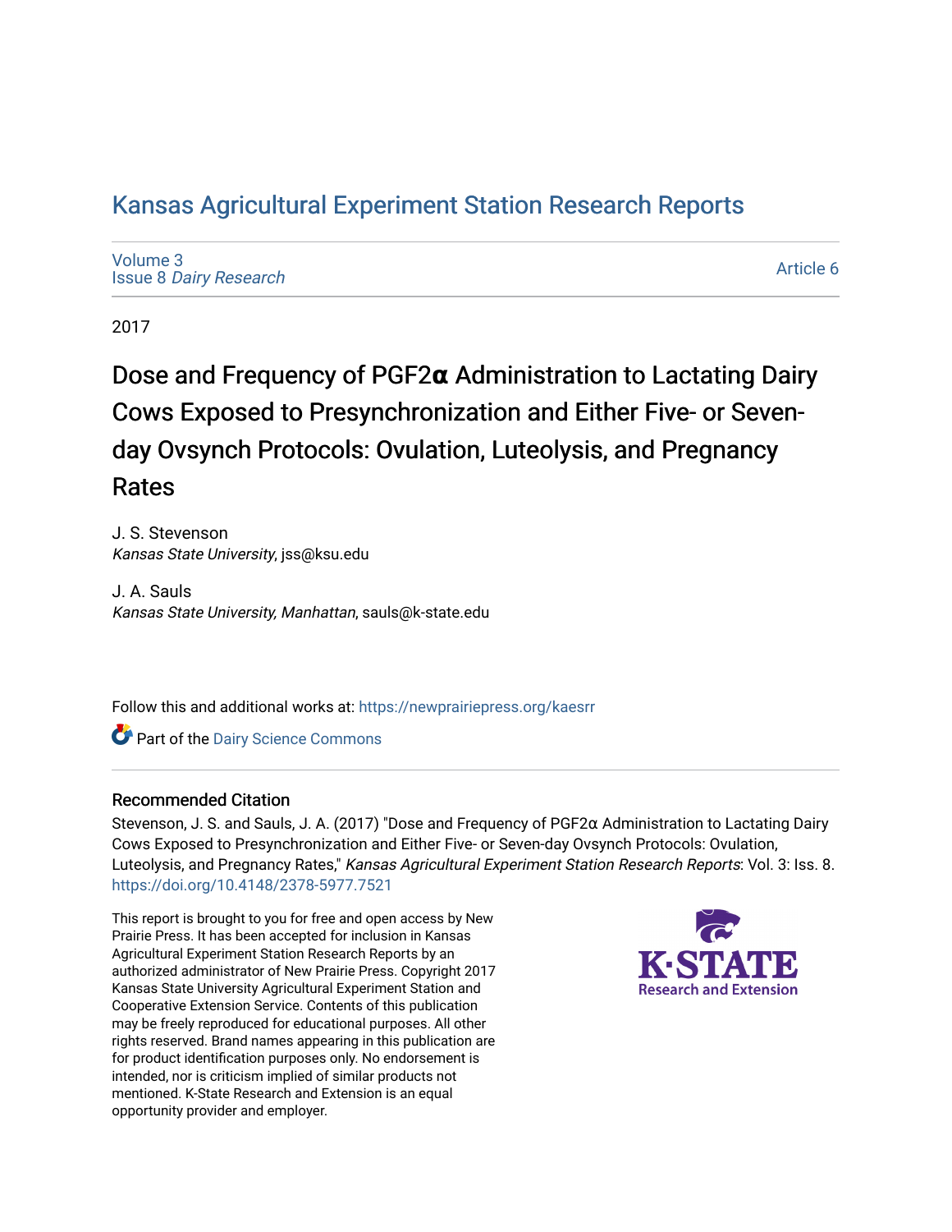# Kansas Agricultural Experiment Station Research Reports

Volume 3
Issue 8 *Dairy Research*

Article 6

2017

## Dose and Frequency of PGF2α Administration to Lactating Dairy Cows Exposed to Presynchronization and Either Five- or Seven-day Ovsynch Protocols: Ovulation, Luteolysis, and Pregnancy Rates

J. S. Stevenson
*Kansas State University*, jss@ksu.edu

J. A. Sauls
*Kansas State University, Manhattan*, sauls@k-state.edu

Follow this and additional works at: https://newprairiepress.org/kaesrr

Part of the Dairy Science Commons

### Recommended Citation

Stevenson, J. S. and Sauls, J. A. (2017) "Dose and Frequency of PGF2α Administration to Lactating Dairy Cows Exposed to Presynchronization and Either Five- or Seven-day Ovsynch Protocols: Ovulation, Luteolysis, and Pregnancy Rates," *Kansas Agricultural Experiment Station Research Reports*: Vol. 3: Iss. 8. https://doi.org/10.4148/2378-5977.7521

This report is brought to you for free and open access by New Prairie Press. It has been accepted for inclusion in Kansas Agricultural Experiment Station Research Reports by an authorized administrator of New Prairie Press. Copyright 2017 Kansas State University Agricultural Experiment Station and Cooperative Extension Service. Contents of this publication may be freely reproduced for educational purposes. All other rights reserved. Brand names appearing in this publication are for product identification purposes only. No endorsement is intended, nor is criticism implied of similar products not mentioned. K-State Research and Extension is an equal opportunity provider and employer.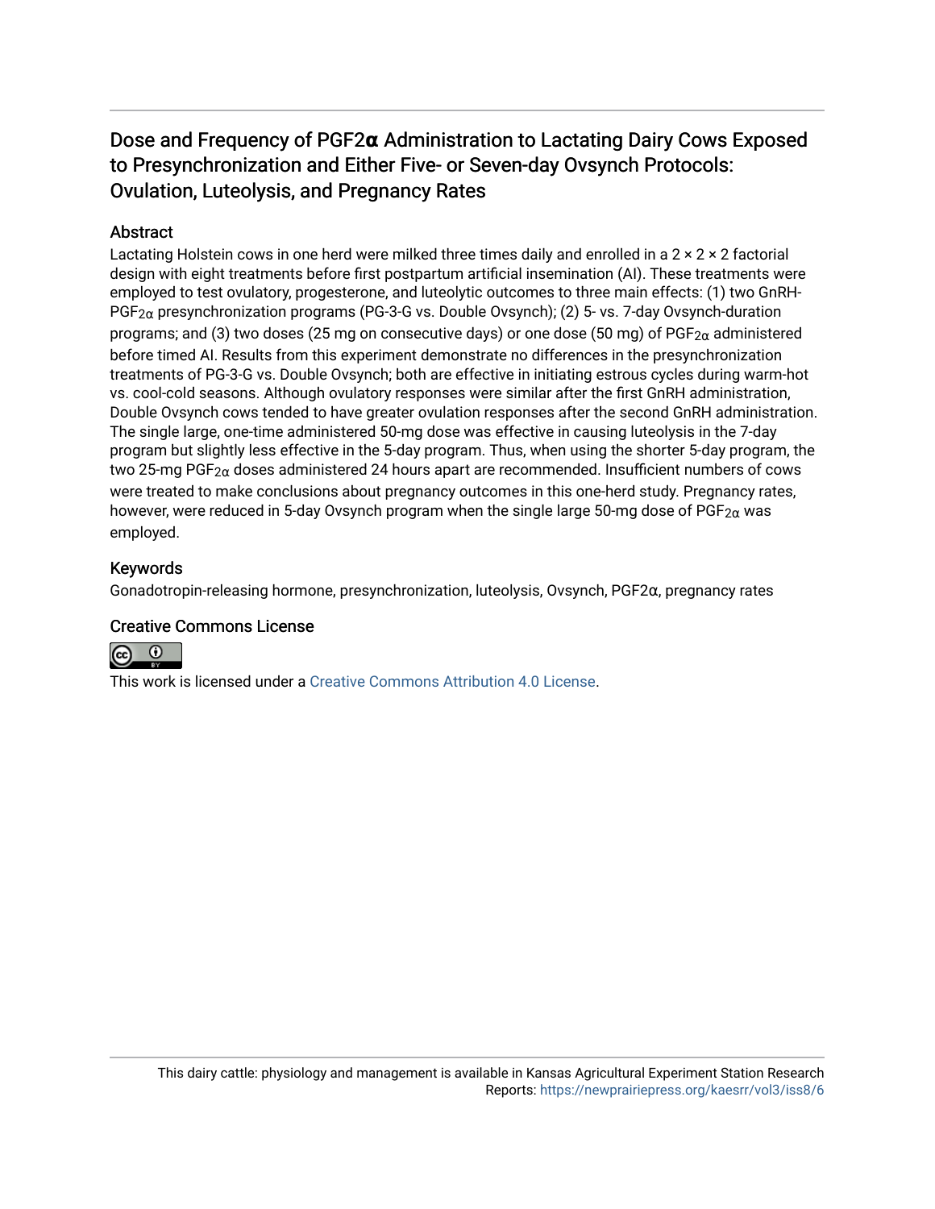# Dose and Frequency of PGF2α Administration to Lactating Dairy Cows Exposed to Presynchronization and Either Five- or Seven-day Ovsynch Protocols: Ovulation, Luteolysis, and Pregnancy Rates

## Abstract

Lactating Holstein cows in one herd were milked three times daily and enrolled in a 2 × 2 × 2 factorial design with eight treatments before first postpartum artificial insemination (AI). These treatments were employed to test ovulatory, progesterone, and luteolytic outcomes to three main effects: (1) two GnRH-$PGF_{2\alpha}$ presynchronization programs (PG-3-G vs. Double Ovsynch); (2) 5- vs. 7-day Ovsynch-duration programs; and (3) two doses (25 mg on consecutive days) or one dose (50 mg) of $PGF_{2\alpha}$ administered before timed AI. Results from this experiment demonstrate no differences in the presynchronization treatments of PG-3-G vs. Double Ovsynch; both are effective in initiating estrous cycles during warm-hot vs. cool-cold seasons. Although ovulatory responses were similar after the first GnRH administration, Double Ovsynch cows tended to have greater ovulation responses after the second GnRH administration. The single large, one-time administered 50-mg dose was effective in causing luteolysis in the 7-day program but slightly less effective in the 5-day program. Thus, when using the shorter 5-day program, the two 25-mg $PGF_{2\alpha}$ doses administered 24 hours apart are recommended. Insufficient numbers of cows were treated to make conclusions about pregnancy outcomes in this one-herd study. Pregnancy rates, however, were reduced in 5-day Ovsynch program when the single large 50-mg dose of $PGF_{2\alpha}$ was employed.

## Keywords

Gonadotropin-releasing hormone, presynchronization, luteolysis, Ovsynch, PGF2α, pregnancy rates

## Creative Commons License

This work is licensed under a Creative Commons Attribution 4.0 License.

This dairy cattle: physiology and management is available in Kansas Agricultural Experiment Station Research Reports: https://newprairiepress.org/kaesrr/vol3/iss8/6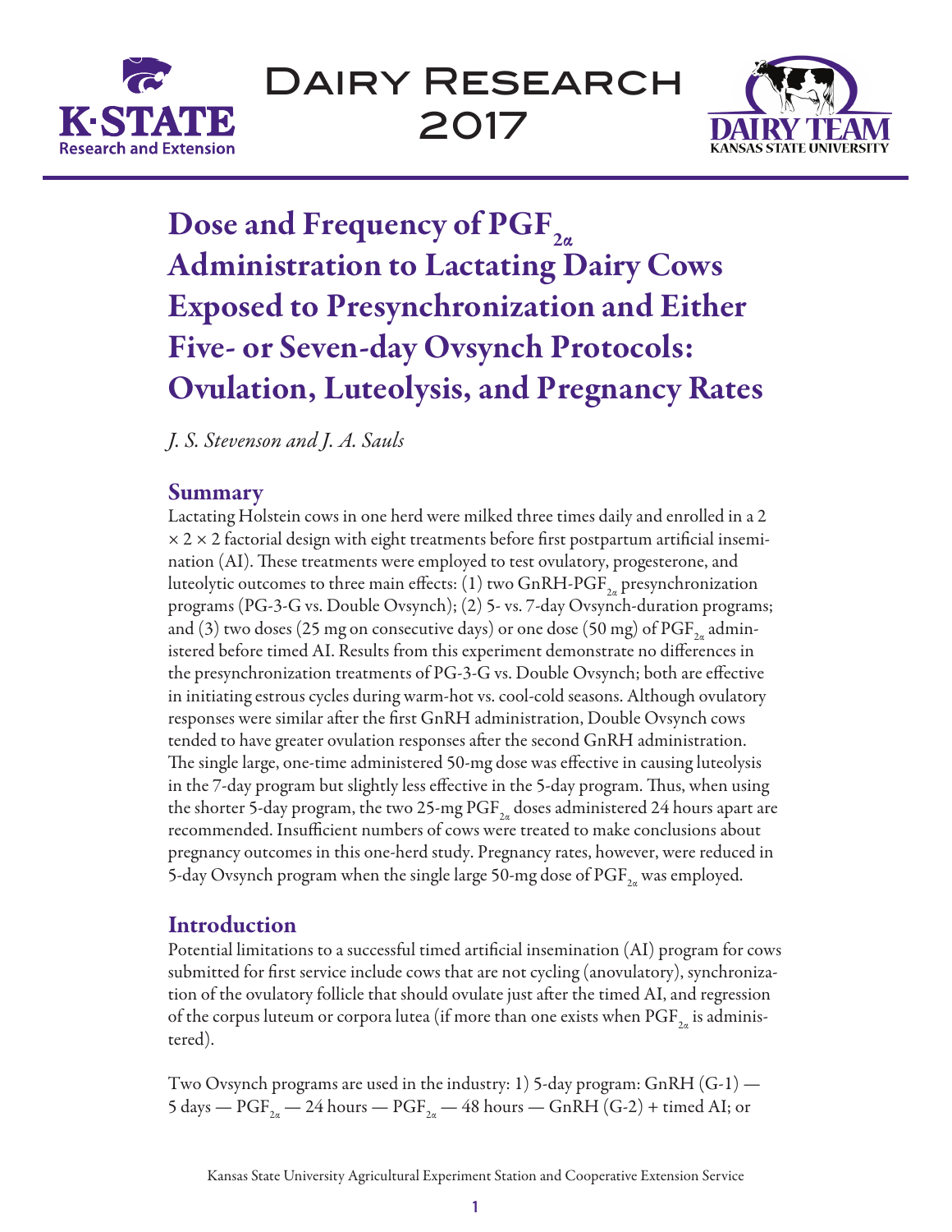# Dose and Frequency of $PGF_{2\alpha}$ Administration to Lactating Dairy Cows Exposed to Presynchronization and Either Five- or Seven-day Ovsynch Protocols: Ovulation, Luteolysis, and Pregnancy Rates

*J. S. Stevenson and J. A. Sauls*

## Summary

Lactating Holstein cows in one herd were milked three times daily and enrolled in a 2 × 2 × 2 factorial design with eight treatments before first postpartum artificial insemination (AI). These treatments were employed to test ovulatory, progesterone, and luteolytic outcomes to three main effects: (1) two GnRH-$PGF_{2\alpha}$ presynchronization programs (PG-3-G vs. Double Ovsynch); (2) 5- vs. 7-day Ovsynch-duration programs; and (3) two doses (25 mg on consecutive days) or one dose (50 mg) of $PGF_{2\alpha}$ administered before timed AI. Results from this experiment demonstrate no differences in the presynchronization treatments of PG-3-G vs. Double Ovsynch; both are effective in initiating estrous cycles during warm-hot vs. cool-cold seasons. Although ovulatory responses were similar after the first GnRH administration, Double Ovsynch cows tended to have greater ovulation responses after the second GnRH administration. The single large, one-time administered 50-mg dose was effective in causing luteolysis in the 7-day program but slightly less effective in the 5-day program. Thus, when using the shorter 5-day program, the two 25-mg $PGF_{2\alpha}$ doses administered 24 hours apart are recommended. Insufficient numbers of cows were treated to make conclusions about pregnancy outcomes in this one-herd study. Pregnancy rates, however, were reduced in 5-day Ovsynch program when the single large 50-mg dose of $PGF_{2\alpha}$ was employed.

## Introduction

Potential limitations to a successful timed artificial insemination (AI) program for cows submitted for first service include cows that are not cycling (anovulatory), synchronization of the ovulatory follicle that should ovulate just after the timed AI, and regression of the corpus luteum or corpora lutea (if more than one exists when $PGF_{2\alpha}$ is administered).

Two Ovsynch programs are used in the industry: 1) 5-day program: GnRH (G-1) — 5 days — $PGF_{2\alpha}$ — 24 hours — $PGF_{2\alpha}$ — 48 hours — GnRH (G-2) + timed AI; or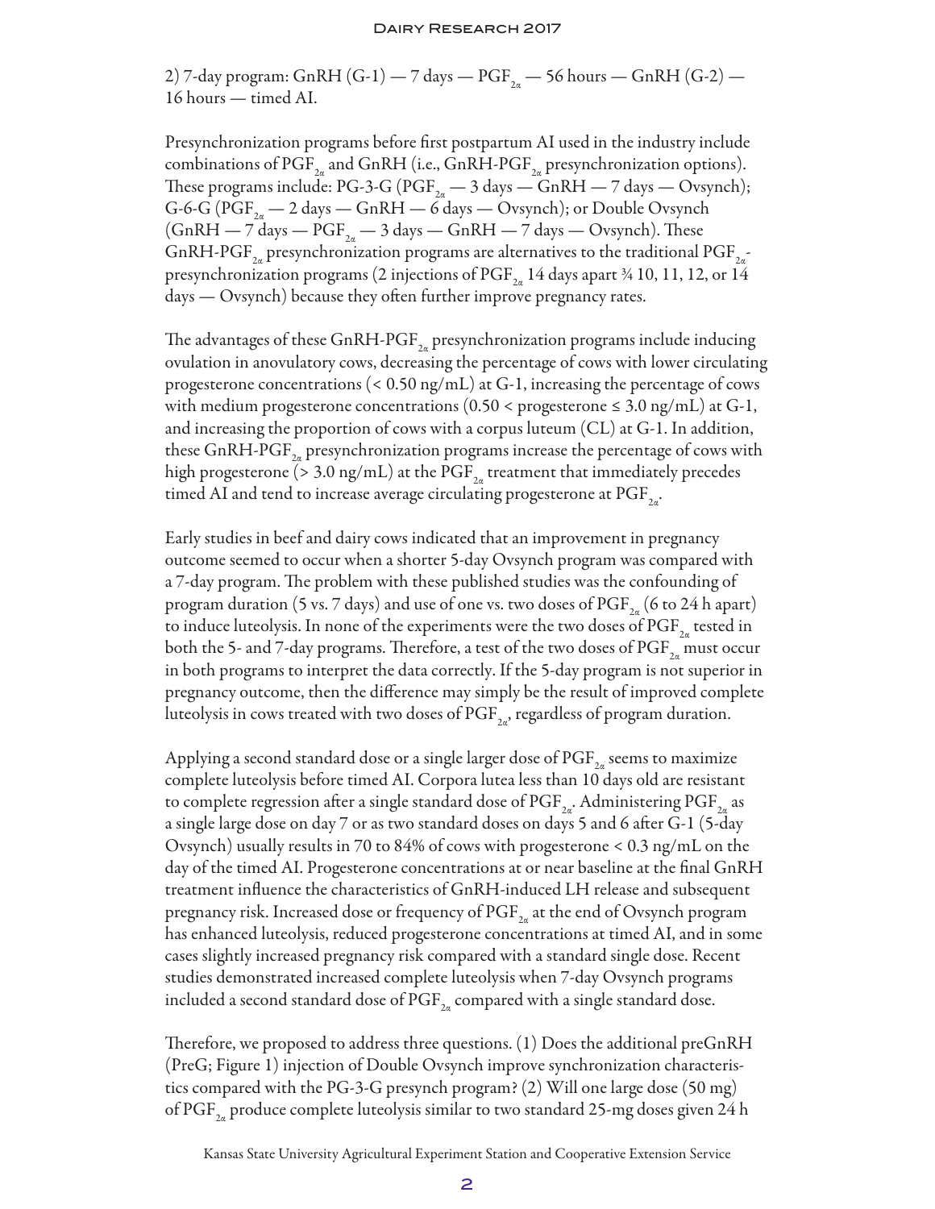2) 7-day program: GnRH (G-1) — 7 days — $PGF_{2\alpha}$ — 56 hours — GnRH (G-2) — 16 hours — timed AI.

Presynchronization programs before first postpartum AI used in the industry include combinations of $PGF_{2\alpha}$ and GnRH (i.e., GnRH-$PGF_{2\alpha}$ presynchronization options). These programs include: PG-3-G ($PGF_{2\alpha}$ — 3 days — GnRH — 7 days — Ovsynch); G-6-G ($PGF_{2\alpha}$ — 2 days — GnRH — 6 days — Ovsynch); or Double Ovsynch (GnRH — 7 days — $PGF_{2\alpha}$ — 3 days — GnRH — 7 days — Ovsynch). These GnRH-$PGF_{2\alpha}$ presynchronization programs are alternatives to the traditional $PGF_{2\alpha}$-presynchronization programs (2 injections of $PGF_{2\alpha}$ 14 days apart ¾ 10, 11, 12, or 14 days — Ovsynch) because they often further improve pregnancy rates.

The advantages of these GnRH-$PGF_{2\alpha}$ presynchronization programs include inducing ovulation in anovulatory cows, decreasing the percentage of cows with lower circulating progesterone concentrations (< 0.50 ng/mL) at G-1, increasing the percentage of cows with medium progesterone concentrations (0.50 < progesterone ≤ 3.0 ng/mL) at G-1, and increasing the proportion of cows with a corpus luteum (CL) at G-1. In addition, these GnRH-$PGF_{2\alpha}$ presynchronization programs increase the percentage of cows with high progesterone (> 3.0 ng/mL) at the $PGF_{2\alpha}$ treatment that immediately precedes timed AI and tend to increase average circulating progesterone at $PGF_{2\alpha}$.

Early studies in beef and dairy cows indicated that an improvement in pregnancy outcome seemed to occur when a shorter 5-day Ovsynch program was compared with a 7-day program. The problem with these published studies was the confounding of program duration (5 vs. 7 days) and use of one vs. two doses of $PGF_{2\alpha}$ (6 to 24 h apart) to induce luteolysis. In none of the experiments were the two doses of $PGF_{2\alpha}$ tested in both the 5- and 7-day programs. Therefore, a test of the two doses of $PGF_{2\alpha}$ must occur in both programs to interpret the data correctly. If the 5-day program is not superior in pregnancy outcome, then the difference may simply be the result of improved complete luteolysis in cows treated with two doses of $PGF_{2\alpha}$, regardless of program duration.

Applying a second standard dose or a single larger dose of $PGF_{2\alpha}$ seems to maximize complete luteolysis before timed AI. Corpora lutea less than 10 days old are resistant to complete regression after a single standard dose of $PGF_{2\alpha}$. Administering $PGF_{2\alpha}$ as a single large dose on day 7 or as two standard doses on days 5 and 6 after G-1 (5-day Ovsynch) usually results in 70 to 84% of cows with progesterone < 0.3 ng/mL on the day of the timed AI. Progesterone concentrations at or near baseline at the final GnRH treatment influence the characteristics of GnRH-induced LH release and subsequent pregnancy risk. Increased dose or frequency of $PGF_{2\alpha}$ at the end of Ovsynch program has enhanced luteolysis, reduced progesterone concentrations at timed AI, and in some cases slightly increased pregnancy risk compared with a standard single dose. Recent studies demonstrated increased complete luteolysis when 7-day Ovsynch programs included a second standard dose of $PGF_{2\alpha}$ compared with a single standard dose.

Therefore, we proposed to address three questions. (1) Does the additional preGnRH (PreG; Figure 1) injection of Double Ovsynch improve synchronization characteristics compared with the PG-3-G presynch program? (2) Will one large dose (50 mg) of $PGF_{2\alpha}$ produce complete luteolysis similar to two standard 25-mg doses given 24 h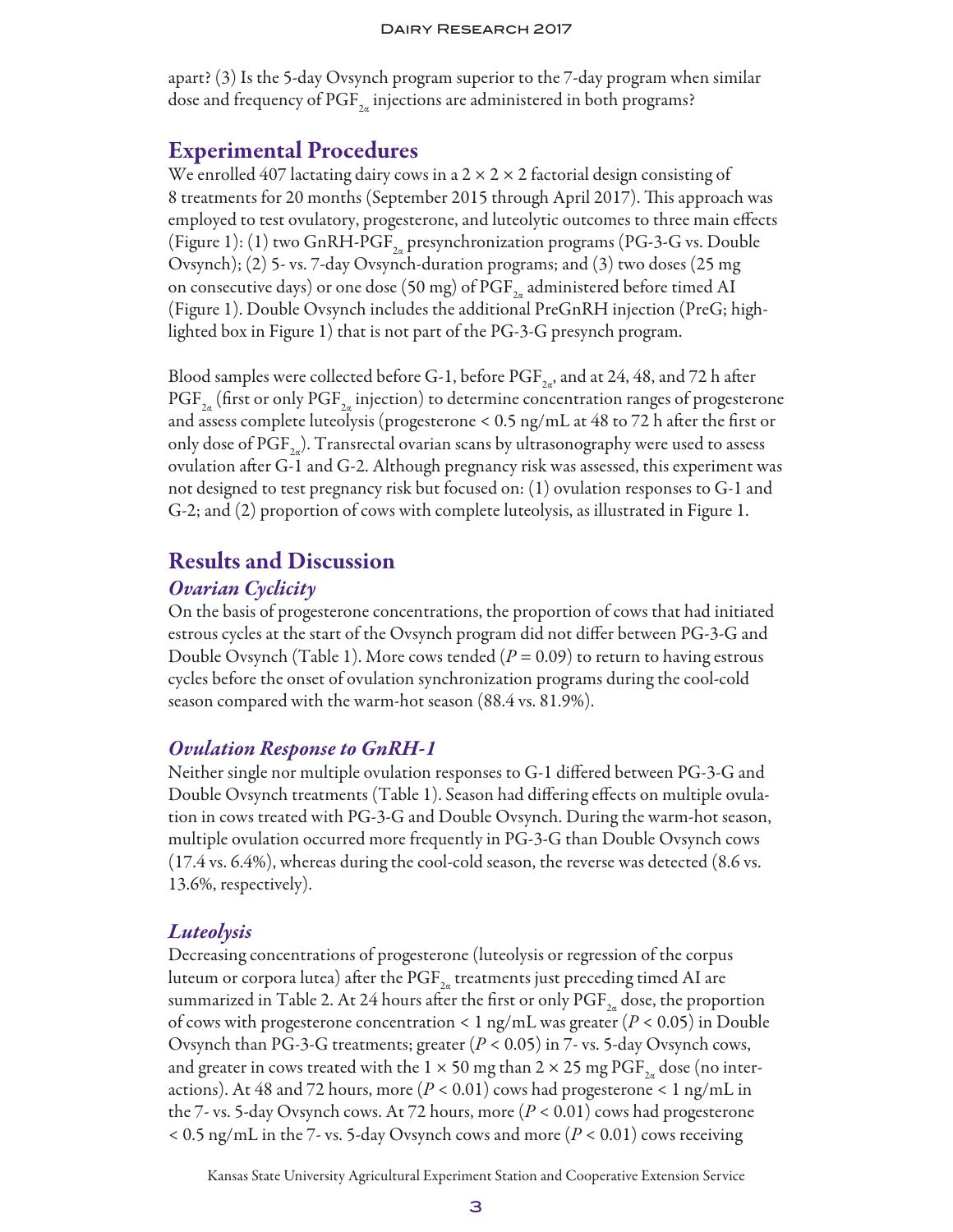apart? (3) Is the 5-day Ovsynch program superior to the 7-day program when similar dose and frequency of $PGF_{2\alpha}$ injections are administered in both programs?

## Experimental Procedures

We enrolled 407 lactating dairy cows in a 2 × 2 × 2 factorial design consisting of 8 treatments for 20 months (September 2015 through April 2017). This approach was employed to test ovulatory, progesterone, and luteolytic outcomes to three main effects (Figure 1): (1) two GnRH-$PGF_{2\alpha}$ presynchronization programs (PG-3-G vs. Double Ovsynch); (2) 5- vs. 7-day Ovsynch-duration programs; and (3) two doses (25 mg on consecutive days) or one dose (50 mg) of $PGF_{2\alpha}$ administered before timed AI (Figure 1). Double Ovsynch includes the additional PreGnRH injection (PreG; highlighted box in Figure 1) that is not part of the PG-3-G presynch program.

Blood samples were collected before G-1, before $PGF_{2\alpha}$, and at 24, 48, and 72 h after $PGF_{2\alpha}$ (first or only $PGF_{2\alpha}$ injection) to determine concentration ranges of progesterone and assess complete luteolysis (progesterone < 0.5 ng/mL at 48 to 72 h after the first or only dose of $PGF_{2\alpha}$). Transrectal ovarian scans by ultrasonography were used to assess ovulation after G-1 and G-2. Although pregnancy risk was assessed, this experiment was not designed to test pregnancy risk but focused on: (1) ovulation responses to G-1 and G-2; and (2) proportion of cows with complete luteolysis, as illustrated in Figure 1.

## Results and Discussion

### *Ovarian Cyclicity*

On the basis of progesterone concentrations, the proportion of cows that had initiated estrous cycles at the start of the Ovsynch program did not differ between PG-3-G and Double Ovsynch (Table 1). More cows tended ($P = 0.09$) to return to having estrous cycles before the onset of ovulation synchronization programs during the cool-cold season compared with the warm-hot season (88.4 vs. 81.9%).

### *Ovulation Response to GnRH-1*

Neither single nor multiple ovulation responses to G-1 differed between PG-3-G and Double Ovsynch treatments (Table 1). Season had differing effects on multiple ovulation in cows treated with PG-3-G and Double Ovsynch. During the warm-hot season, multiple ovulation occurred more frequently in PG-3-G than Double Ovsynch cows (17.4 vs. 6.4%), whereas during the cool-cold season, the reverse was detected (8.6 vs. 13.6%, respectively).

### *Luteolysis*

Decreasing concentrations of progesterone (luteolysis or regression of the corpus luteum or corpora lutea) after the $PGF_{2\alpha}$ treatments just preceding timed AI are summarized in Table 2. At 24 hours after the first or only $PGF_{2\alpha}$ dose, the proportion of cows with progesterone concentration < 1 ng/mL was greater ($P < 0.05$) in Double Ovsynch than PG-3-G treatments; greater ($P < 0.05$) in 7- vs. 5-day Ovsynch cows, and greater in cows treated with the 1 × 50 mg than 2 × 25 mg $PGF_{2\alpha}$ dose (no interactions). At 48 and 72 hours, more ($P < 0.01$) cows had progesterone < 1 ng/mL in the 7- vs. 5-day Ovsynch cows. At 72 hours, more ($P < 0.01$) cows had progesterone < 0.5 ng/mL in the 7- vs. 5-day Ovsynch cows and more ($P < 0.01$) cows receiving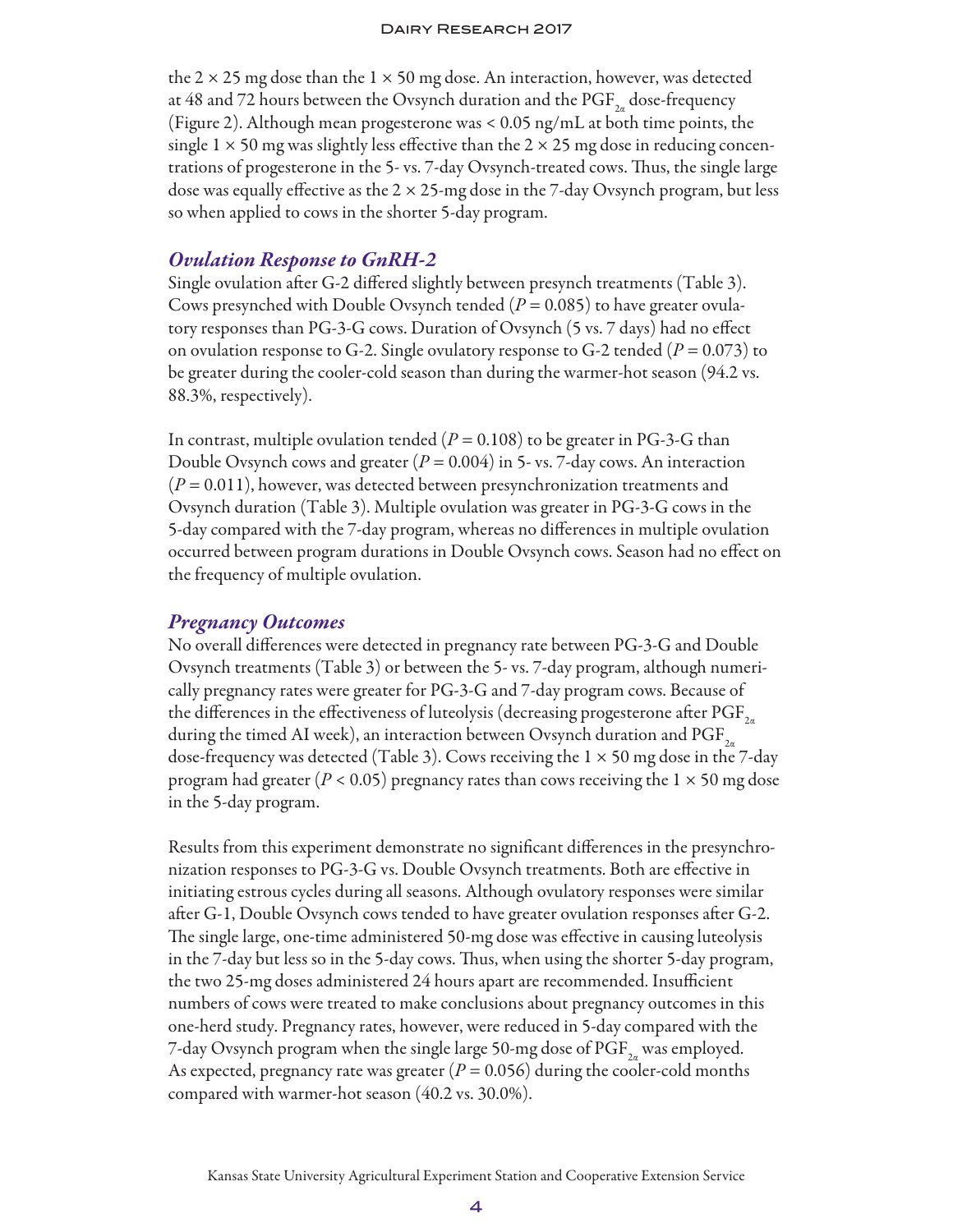the 2 × 25 mg dose than the 1 × 50 mg dose. An interaction, however, was detected at 48 and 72 hours between the Ovsynch duration and the $PGF_{2\alpha}$ dose-frequency (Figure 2). Although mean progesterone was < 0.05 ng/mL at both time points, the single 1 × 50 mg was slightly less effective than the 2 × 25 mg dose in reducing concentrations of progesterone in the 5- vs. 7-day Ovsynch-treated cows. Thus, the single large dose was equally effective as the 2 × 25-mg dose in the 7-day Ovsynch program, but less so when applied to cows in the shorter 5-day program.

### *Ovulation Response to GnRH-2*

Single ovulation after G-2 differed slightly between presynch treatments (Table 3). Cows presynched with Double Ovsynch tended ($P = 0.085$) to have greater ovulatory responses than PG-3-G cows. Duration of Ovsynch (5 vs. 7 days) had no effect on ovulation response to G-2. Single ovulatory response to G-2 tended ($P = 0.073$) to be greater during the cooler-cold season than during the warmer-hot season (94.2 vs. 88.3%, respectively).

In contrast, multiple ovulation tended ($P = 0.108$) to be greater in PG-3-G than Double Ovsynch cows and greater ($P = 0.004$) in 5- vs. 7-day cows. An interaction ($P = 0.011$), however, was detected between presynchronization treatments and Ovsynch duration (Table 3). Multiple ovulation was greater in PG-3-G cows in the 5-day compared with the 7-day program, whereas no differences in multiple ovulation occurred between program durations in Double Ovsynch cows. Season had no effect on the frequency of multiple ovulation.

### *Pregnancy Outcomes*

No overall differences were detected in pregnancy rate between PG-3-G and Double Ovsynch treatments (Table 3) or between the 5- vs. 7-day program, although numerically pregnancy rates were greater for PG-3-G and 7-day program cows. Because of the differences in the effectiveness of luteolysis (decreasing progesterone after $PGF_{2\alpha}$ during the timed AI week), an interaction between Ovsynch duration and $PGF_{2\alpha}$ dose-frequency was detected (Table 3). Cows receiving the 1 × 50 mg dose in the 7-day program had greater ($P < 0.05$) pregnancy rates than cows receiving the 1 × 50 mg dose in the 5-day program.

Results from this experiment demonstrate no significant differences in the presynchronization responses to PG-3-G vs. Double Ovsynch treatments. Both are effective in initiating estrous cycles during all seasons. Although ovulatory responses were similar after G-1, Double Ovsynch cows tended to have greater ovulation responses after G-2. The single large, one-time administered 50-mg dose was effective in causing luteolysis in the 7-day but less so in the 5-day cows. Thus, when using the shorter 5-day program, the two 25-mg doses administered 24 hours apart are recommended. Insufficient numbers of cows were treated to make conclusions about pregnancy outcomes in this one-herd study. Pregnancy rates, however, were reduced in 5-day compared with the 7-day Ovsynch program when the single large 50-mg dose of $PGF_{2\alpha}$ was employed. As expected, pregnancy rate was greater ($P = 0.056$) during the cooler-cold months compared with warmer-hot season (40.2 vs. 30.0%).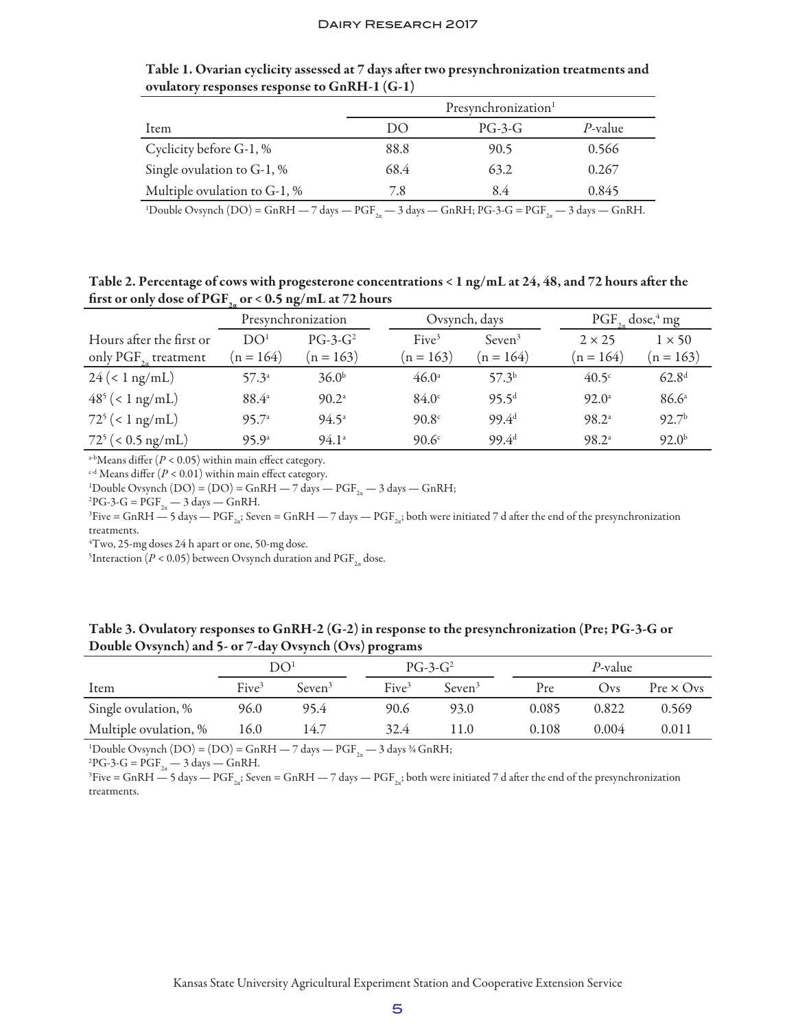**Table 1. Ovarian cyclicity assessed at 7 days after two presynchronization treatments and ovulatory responses response to GnRH-1 (G-1)**

| | Presynchronization[1] | | |
|---|---|---|---|
| Item | DO | PG-3-G | *P*-value |
| Cyclicity before G-1, % | 88.8 | 90.5 | 0.566 |
| Single ovulation to G-1, % | 68.4 | 63.2 | 0.267 |
| Multiple ovulation to G-1, % | 7.8 | 8.4 | 0.845 |

[1]Double Ovsynch (DO) = GnRH — 7 days — $PGF_{2\alpha}$ — 3 days — GnRH; PG-3-G = $PGF_{2\alpha}$ — 3 days — GnRH.

**Table 2. Percentage of cows with progesterone concentrations < 1 ng/mL at 24, 48, and 72 hours after the first or only dose of $PGF_{2\alpha}$ or < 0.5 ng/mL at 72 hours**

| | Presynchronization | | Ovsynch, days | | $PGF_{2\alpha}$ dose,[4] mg | |
|---|---|---|---|---|---|---|
| Hours after the first or only $PGF_{2\alpha}$ treatment | DO[1] (n = 164) | PG-3-G[2] (n = 163) | Five[3] (n = 163) | Seven[3] (n = 164) | 2 × 25 (n = 164) | 1 × 50 (n = 163) |
| 24 (< 1 ng/mL) | 57.3[a] | 36.0[b] | 46.0[a] | 57.3[b] | 40.5[c] | 62.8[d] |
| 48[5] (< 1 ng/mL) | 88.4[a] | 90.2[a] | 84.0[c] | 95.5[d] | 92.0[a] | 86.6[a] |
| 72[5] (< 1 ng/mL) | 95.7[a] | 94.5[a] | 90.8[c] | 99.4[d] | 98.2[a] | 92.7[b] |
| 72[5] (< 0.5 ng/mL) | 95.9[a] | 94.1[a] | 90.6[c] | 99.4[d] | 98.2[a] | 92.0[b] |

[a-b]Means differ ($P < 0.05$) within main effect category.

[c-d] Means differ ($P < 0.01$) within main effect category.

[1]Double Ovsynch (DO) = (DO) = GnRH — 7 days — $PGF_{2\alpha}$ — 3 days — GnRH;

[2]PG-3-G = $PGF_{2\alpha}$ — 3 days — GnRH.

[3]Five = GnRH — 5 days — $PGF_{2\alpha}$; Seven = GnRH — 7 days — $PGF_{2\alpha}$; both were initiated 7 d after the end of the presynchronization treatments.

[4]Two, 25-mg doses 24 h apart or one, 50-mg dose.

[5]Interaction ($P < 0.05$) between Ovsynch duration and $PGF_{2\alpha}$ dose.

**Table 3. Ovulatory responses to GnRH-2 (G-2) in response to the presynchronization (Pre; PG-3-G or Double Ovsynch) and 5- or 7-day Ovsynch (Ovs) programs**

| | DO[1] | | PG-3-G[2] | | *P*-value | | |
|---|---|---|---|---|---|---|---|
| Item | Five[3] | Seven[3] | Five[3] | Seven[3] | Pre | Ovs | Pre × Ovs |
| Single ovulation, % | 96.0 | 95.4 | 90.6 | 93.0 | 0.085 | 0.822 | 0.569 |
| Multiple ovulation, % | 16.0 | 14.7 | 32.4 | 11.0 | 0.108 | 0.004 | 0.011 |

[1]Double Ovsynch (DO) = (DO) = GnRH — 7 days — $PGF_{2\alpha}$ — 3 days ¾ GnRH;

[2]PG-3-G = $PGF_{2\alpha}$ — 3 days — GnRH.

[3]Five = GnRH — 5 days — $PGF_{2\alpha}$; Seven = GnRH — 7 days — $PGF_{2\alpha}$; both were initiated 7 d after the end of the presynchronization treatments.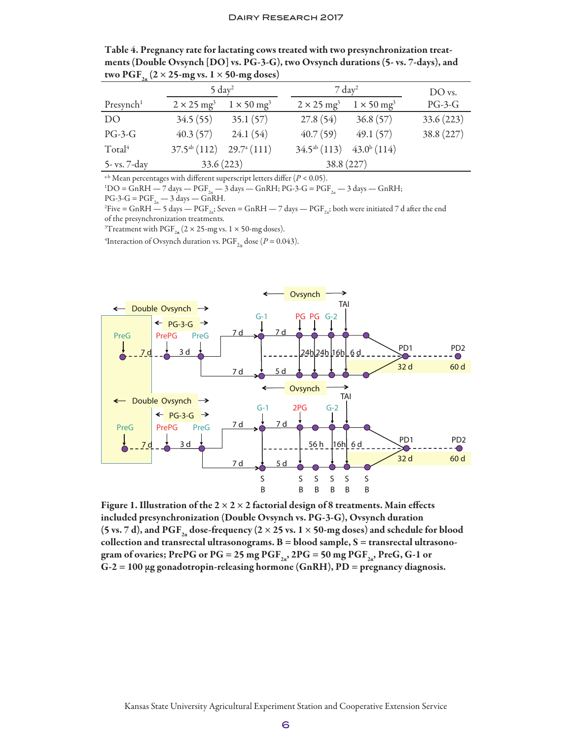**Table 4. Pregnancy rate for lactating cows treated with two presynchronization treatments (Double Ovsynch [DO] vs. PG-3-G), two Ovsynch durations (5- vs. 7-days), and two $PGF_{2\alpha}$ (2 × 25-mg vs. 1 × 50-mg doses)**

| | 5 day[2] | | 7 day[2] | | DO vs. |
|---|---|---|---|---|---|
| Presynch[1] | 2 × 25 mg[3] | 1 × 50 mg[3] | 2 × 25 mg[3] | 1 × 50 mg[3] | PG-3-G |
| DO | 34.5 (55) | 35.1 (57) | 27.8 (54) | 36.8 (57) | 33.6 (223) |
| PG-3-G | 40.3 (57) | 24.1 (54) | 40.7 (59) | 49.1 (57) | 38.8 (227) |
| Total[4] | 37.5[ab] (112) | 29.7[a] (111) | 34.5[ab] (113) | 43.0[b] (114) | |
| 5- vs. 7-day | 33.6 (223) | | 38.8 (227) | | |

[a-b] Mean percentages with different superscript letters differ ($P < 0.05$).
[1]DO = GnRH — 7 days — $PGF_{2\alpha}$ — 3 days — GnRH; PG-3-G = $PGF_{2\alpha}$ — 3 days — GnRH; PG-3-G = $PGF_{2\alpha}$ — 3 days — GnRH.
[2]Five = GnRH — 5 days — $PGF_{2\alpha}$; Seven = GnRH — 7 days — $PGF_{2\alpha}$; both were initiated 7 d after the end of the presynchronization treatments.
[3]Treatment with $PGF_{2\alpha}$ (2 × 25-mg vs. 1 × 50-mg doses).
[4]Interaction of Ovsynch duration vs. $PGF_{2\alpha}$ dose ($P = 0.043$).

**Figure 1. Illustration of the 2 × 2 × 2 factorial design of 8 treatments. Main effects included presynchronization (Double Ovsynch vs. PG-3-G), Ovsynch duration (5 vs. 7 d), and $PGF_{2\alpha}$ dose-frequency (2 × 25 vs. 1 × 50-mg doses) and schedule for blood collection and transrectal ultrasonograms. B = blood sample, S = transrectal ultrasonogram of ovaries; PrePG or PG = 25 mg $PGF_{2\alpha}$, 2PG = 50 mg $PGF_{2\alpha}$, PreG, G-1 or G-2 = 100 µg gonadotropin-releasing hormone (GnRH), PD = pregnancy diagnosis.**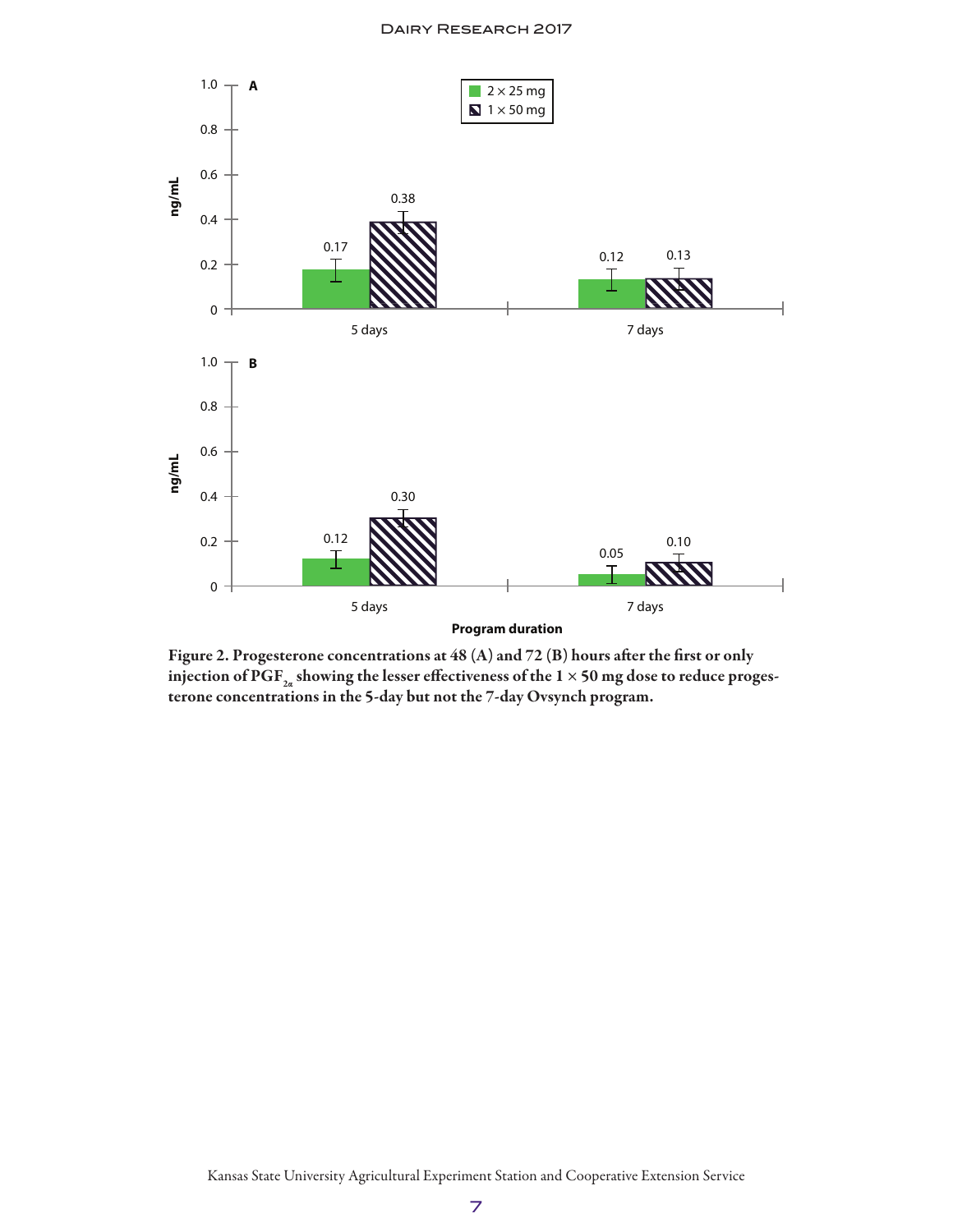A

2 × 25 mg

1 × 50 mg

1.0

0.8

0.6

0.4

0.2

0

ng/mL

0.17

0.38

0.12

0.13

5 days

7 days

B

1.0

0.8

0.6

0.4

0.2

0

ng/mL

0.12

0.30

0.05

0.10

5 days

7 days

Program duration

**Figure 2. Progesterone concentrations at 48 (A) and 72 (B) hours after the first or only injection of $PGF_{2\alpha}$ showing the lesser effectiveness of the 1 × 50 mg dose to reduce progesterone concentrations in the 5-day but not the 7-day Ovsynch program.**